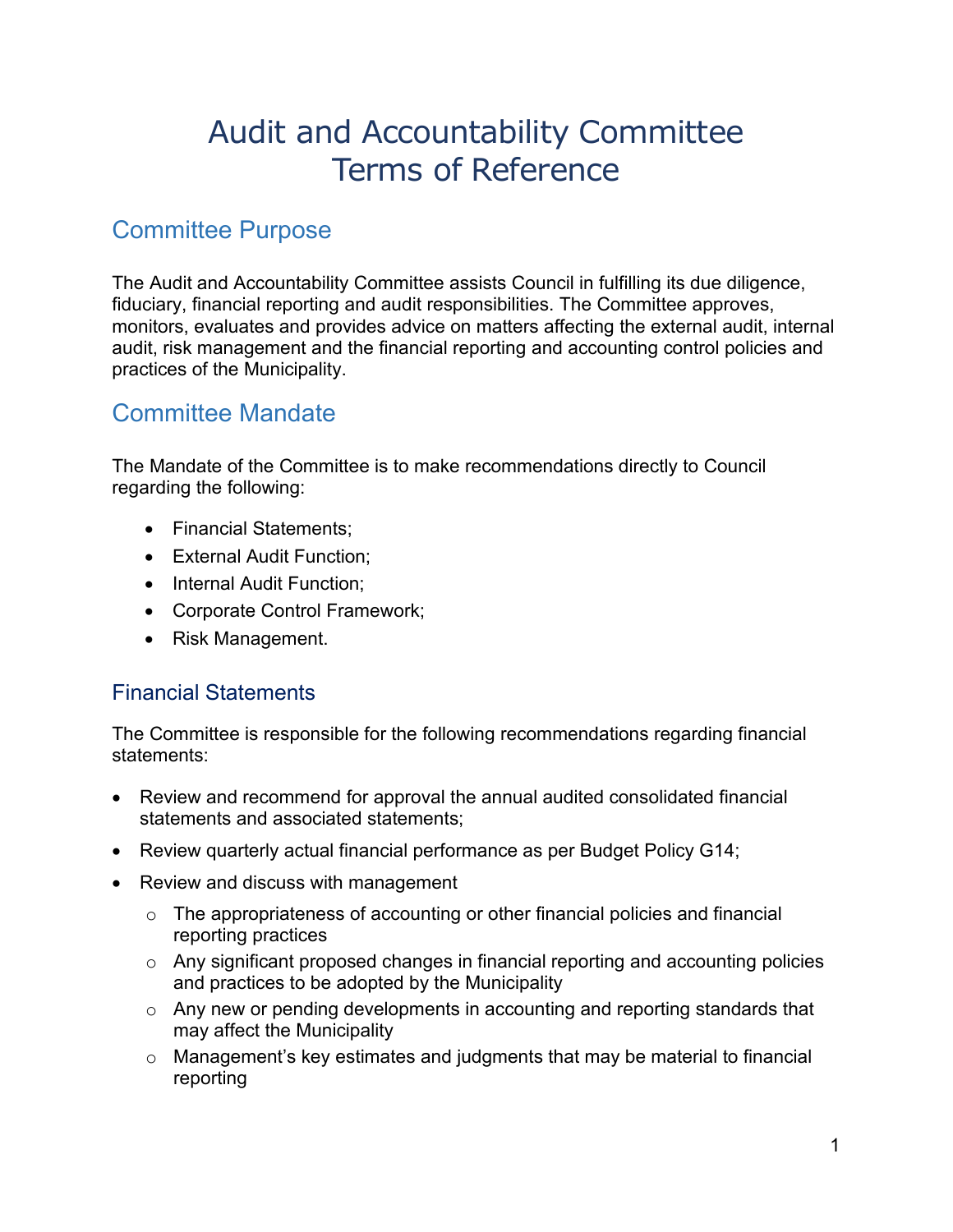# Audit and Accountability Committee Terms of Reference

## Committee Purpose

The Audit and Accountability Committee assists Council in fulfilling its due diligence, fiduciary, financial reporting and audit responsibilities. The Committee approves, monitors, evaluates and provides advice on matters affecting the external audit, internal audit, risk management and the financial reporting and accounting control policies and practices of the Municipality.

## Committee Mandate

The Mandate of the Committee is to make recommendations directly to Council regarding the following:

- Financial Statements;
- External Audit Function;
- Internal Audit Function;
- Corporate Control Framework;
- Risk Management.

### Financial Statements

The Committee is responsible for the following recommendations regarding financial statements:

- Review and recommend for approval the annual audited consolidated financial statements and associated statements;
- Review quarterly actual financial performance as per Budget Policy G14;
- Review and discuss with management
  - The appropriateness of accounting or other financial policies and financial reporting practices
  - Any significant proposed changes in financial reporting and accounting policies and practices to be adopted by the Municipality
  - Any new or pending developments in accounting and reporting standards that may affect the Municipality
  - Management's key estimates and judgments that may be material to financial reporting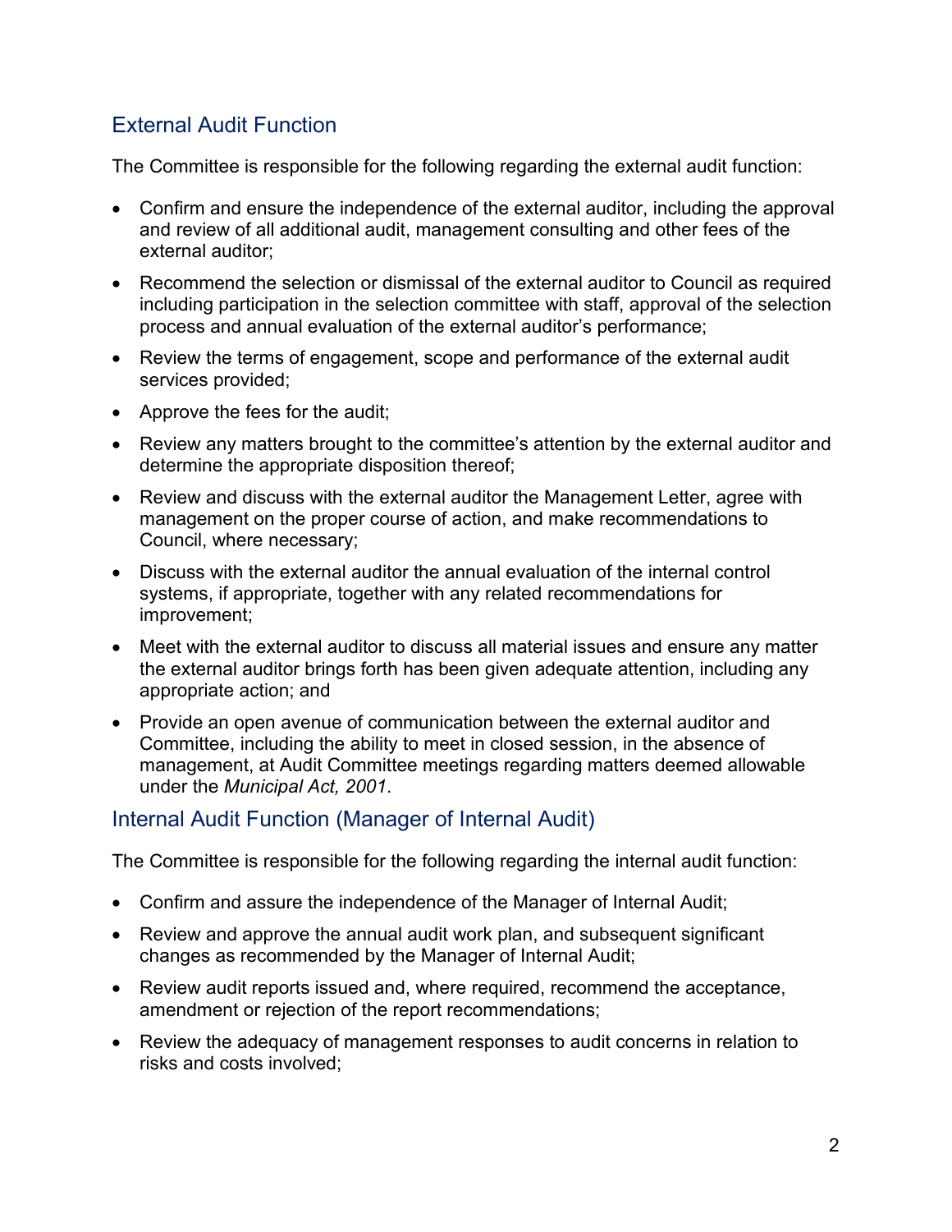## External Audit Function

The Committee is responsible for the following regarding the external audit function:

- Confirm and ensure the independence of the external auditor, including the approval and review of all additional audit, management consulting and other fees of the external auditor;
- Recommend the selection or dismissal of the external auditor to Council as required including participation in the selection committee with staff, approval of the selection process and annual evaluation of the external auditor's performance;
- Review the terms of engagement, scope and performance of the external audit services provided;
- Approve the fees for the audit;
- Review any matters brought to the committee's attention by the external auditor and determine the appropriate disposition thereof;
- Review and discuss with the external auditor the Management Letter, agree with management on the proper course of action, and make recommendations to Council, where necessary;
- Discuss with the external auditor the annual evaluation of the internal control systems, if appropriate, together with any related recommendations for improvement;
- Meet with the external auditor to discuss all material issues and ensure any matter the external auditor brings forth has been given adequate attention, including any appropriate action; and
- Provide an open avenue of communication between the external auditor and Committee, including the ability to meet in closed session, in the absence of management, at Audit Committee meetings regarding matters deemed allowable under the *Municipal Act, 2001*.

## Internal Audit Function (Manager of Internal Audit)

The Committee is responsible for the following regarding the internal audit function:

- Confirm and assure the independence of the Manager of Internal Audit;
- Review and approve the annual audit work plan, and subsequent significant changes as recommended by the Manager of Internal Audit;
- Review audit reports issued and, where required, recommend the acceptance, amendment or rejection of the report recommendations;
- Review the adequacy of management responses to audit concerns in relation to risks and costs involved;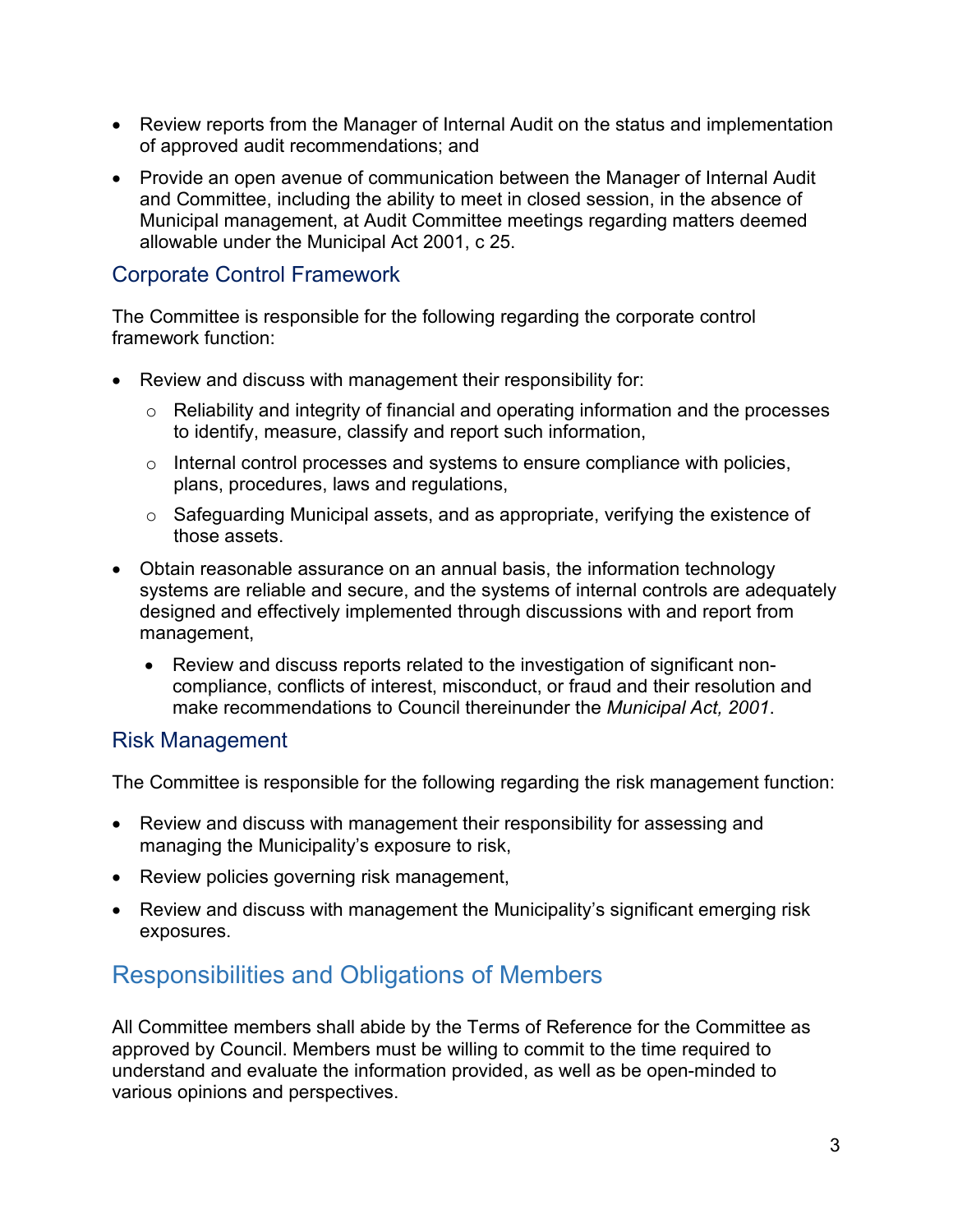- Review reports from the Manager of Internal Audit on the status and implementation of approved audit recommendations; and
- Provide an open avenue of communication between the Manager of Internal Audit and Committee, including the ability to meet in closed session, in the absence of Municipal management, at Audit Committee meetings regarding matters deemed allowable under the Municipal Act 2001, c 25.

### Corporate Control Framework

The Committee is responsible for the following regarding the corporate control framework function:

- Review and discuss with management their responsibility for:
  - Reliability and integrity of financial and operating information and the processes to identify, measure, classify and report such information,
  - Internal control processes and systems to ensure compliance with policies, plans, procedures, laws and regulations,
  - Safeguarding Municipal assets, and as appropriate, verifying the existence of those assets.
- Obtain reasonable assurance on an annual basis, the information technology systems are reliable and secure, and the systems of internal controls are adequately designed and effectively implemented through discussions with and report from management,
  - Review and discuss reports related to the investigation of significant non-compliance, conflicts of interest, misconduct, or fraud and their resolution and make recommendations to Council thereinunder the *Municipal Act, 2001*.

### Risk Management

The Committee is responsible for the following regarding the risk management function:

- Review and discuss with management their responsibility for assessing and managing the Municipality's exposure to risk,
- Review policies governing risk management,
- Review and discuss with management the Municipality's significant emerging risk exposures.

## Responsibilities and Obligations of Members

All Committee members shall abide by the Terms of Reference for the Committee as approved by Council. Members must be willing to commit to the time required to understand and evaluate the information provided, as well as be open-minded to various opinions and perspectives.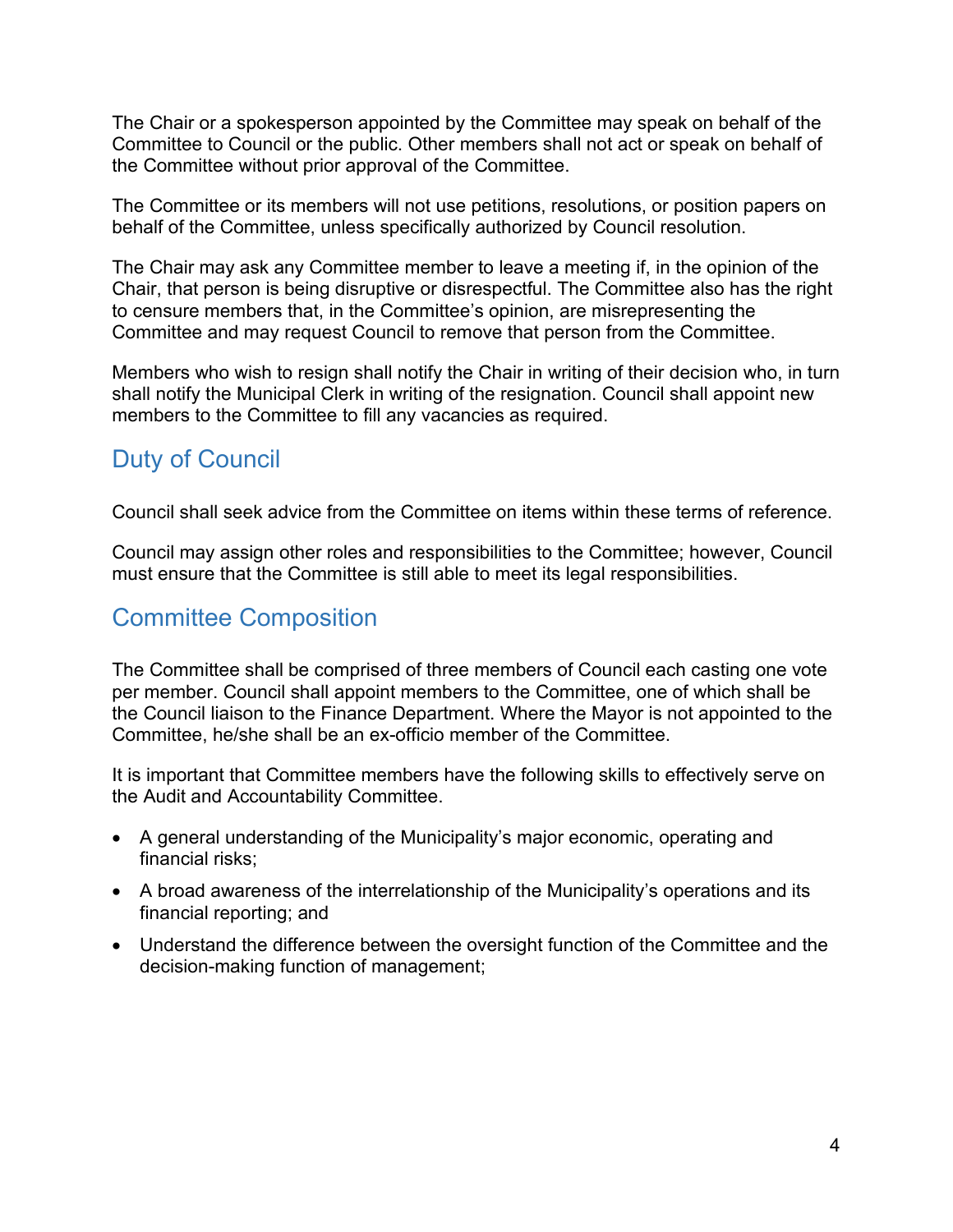The Chair or a spokesperson appointed by the Committee may speak on behalf of the Committee to Council or the public. Other members shall not act or speak on behalf of the Committee without prior approval of the Committee.

The Committee or its members will not use petitions, resolutions, or position papers on behalf of the Committee, unless specifically authorized by Council resolution.

The Chair may ask any Committee member to leave a meeting if, in the opinion of the Chair, that person is being disruptive or disrespectful. The Committee also has the right to censure members that, in the Committee's opinion, are misrepresenting the Committee and may request Council to remove that person from the Committee.

Members who wish to resign shall notify the Chair in writing of their decision who, in turn shall notify the Municipal Clerk in writing of the resignation. Council shall appoint new members to the Committee to fill any vacancies as required.

## Duty of Council

Council shall seek advice from the Committee on items within these terms of reference.

Council may assign other roles and responsibilities to the Committee; however, Council must ensure that the Committee is still able to meet its legal responsibilities.

## Committee Composition

The Committee shall be comprised of three members of Council each casting one vote per member. Council shall appoint members to the Committee, one of which shall be the Council liaison to the Finance Department. Where the Mayor is not appointed to the Committee, he/she shall be an ex-officio member of the Committee.

It is important that Committee members have the following skills to effectively serve on the Audit and Accountability Committee.

- A general understanding of the Municipality's major economic, operating and financial risks;
- A broad awareness of the interrelationship of the Municipality's operations and its financial reporting; and
- Understand the difference between the oversight function of the Committee and the decision-making function of management;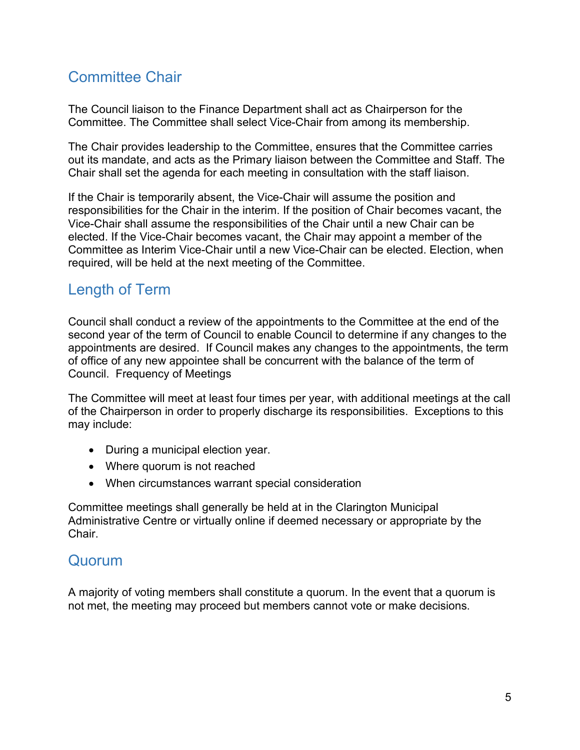## Committee Chair

The Council liaison to the Finance Department shall act as Chairperson for the Committee. The Committee shall select Vice-Chair from among its membership.

The Chair provides leadership to the Committee, ensures that the Committee carries out its mandate, and acts as the Primary liaison between the Committee and Staff. The Chair shall set the agenda for each meeting in consultation with the staff liaison.

If the Chair is temporarily absent, the Vice-Chair will assume the position and responsibilities for the Chair in the interim. If the position of Chair becomes vacant, the Vice-Chair shall assume the responsibilities of the Chair until a new Chair can be elected. If the Vice-Chair becomes vacant, the Chair may appoint a member of the Committee as Interim Vice-Chair until a new Vice-Chair can be elected. Election, when required, will be held at the next meeting of the Committee.

## Length of Term

Council shall conduct a review of the appointments to the Committee at the end of the second year of the term of Council to enable Council to determine if any changes to the appointments are desired.  If Council makes any changes to the appointments, the term of office of any new appointee shall be concurrent with the balance of the term of Council.  Frequency of Meetings

The Committee will meet at least four times per year, with additional meetings at the call of the Chairperson in order to properly discharge its responsibilities.  Exceptions to this may include:

- During a municipal election year.
- Where quorum is not reached
- When circumstances warrant special consideration

Committee meetings shall generally be held at in the Clarington Municipal Administrative Centre or virtually online if deemed necessary or appropriate by the Chair.

## Quorum

A majority of voting members shall constitute a quorum. In the event that a quorum is not met, the meeting may proceed but members cannot vote or make decisions.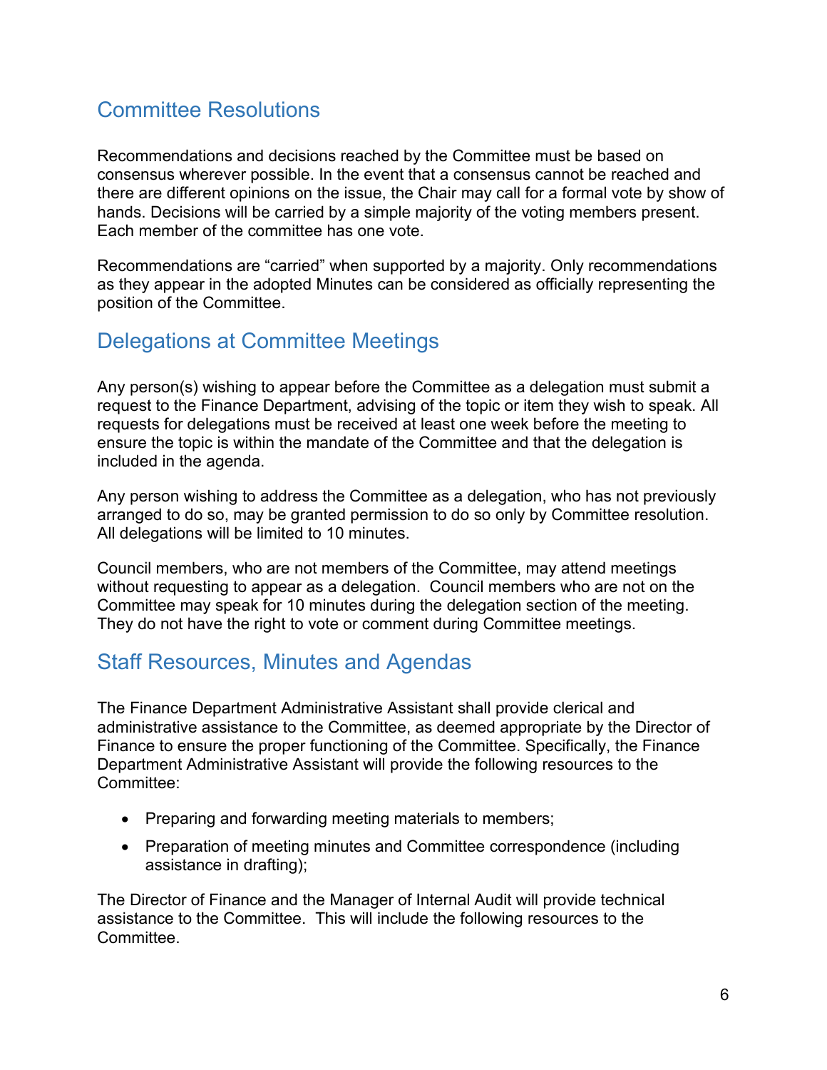## Committee Resolutions

Recommendations and decisions reached by the Committee must be based on consensus wherever possible. In the event that a consensus cannot be reached and there are different opinions on the issue, the Chair may call for a formal vote by show of hands. Decisions will be carried by a simple majority of the voting members present. Each member of the committee has one vote.

Recommendations are "carried" when supported by a majority. Only recommendations as they appear in the adopted Minutes can be considered as officially representing the position of the Committee.

## Delegations at Committee Meetings

Any person(s) wishing to appear before the Committee as a delegation must submit a request to the Finance Department, advising of the topic or item they wish to speak. All requests for delegations must be received at least one week before the meeting to ensure the topic is within the mandate of the Committee and that the delegation is included in the agenda.

Any person wishing to address the Committee as a delegation, who has not previously arranged to do so, may be granted permission to do so only by Committee resolution. All delegations will be limited to 10 minutes.

Council members, who are not members of the Committee, may attend meetings without requesting to appear as a delegation. Council members who are not on the Committee may speak for 10 minutes during the delegation section of the meeting. They do not have the right to vote or comment during Committee meetings.

## Staff Resources, Minutes and Agendas

The Finance Department Administrative Assistant shall provide clerical and administrative assistance to the Committee, as deemed appropriate by the Director of Finance to ensure the proper functioning of the Committee. Specifically, the Finance Department Administrative Assistant will provide the following resources to the Committee:

- Preparing and forwarding meeting materials to members;
- Preparation of meeting minutes and Committee correspondence (including assistance in drafting);

The Director of Finance and the Manager of Internal Audit will provide technical assistance to the Committee. This will include the following resources to the Committee.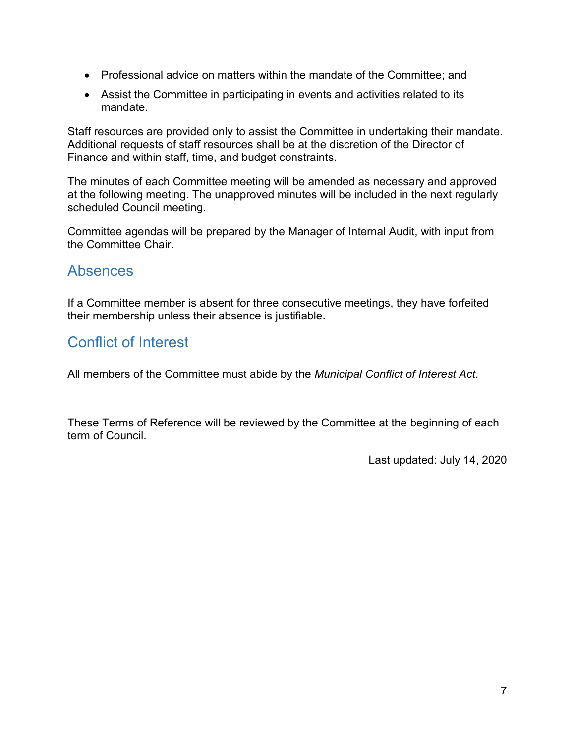- Professional advice on matters within the mandate of the Committee; and
- Assist the Committee in participating in events and activities related to its mandate.

Staff resources are provided only to assist the Committee in undertaking their mandate. Additional requests of staff resources shall be at the discretion of the Director of Finance and within staff, time, and budget constraints.

The minutes of each Committee meeting will be amended as necessary and approved at the following meeting. The unapproved minutes will be included in the next regularly scheduled Council meeting.

Committee agendas will be prepared by the Manager of Internal Audit, with input from the Committee Chair.

## Absences

If a Committee member is absent for three consecutive meetings, they have forfeited their membership unless their absence is justifiable.

## Conflict of Interest

All members of the Committee must abide by the *Municipal Conflict of Interest Act*.

These Terms of Reference will be reviewed by the Committee at the beginning of each term of Council.

Last updated: July 14, 2020